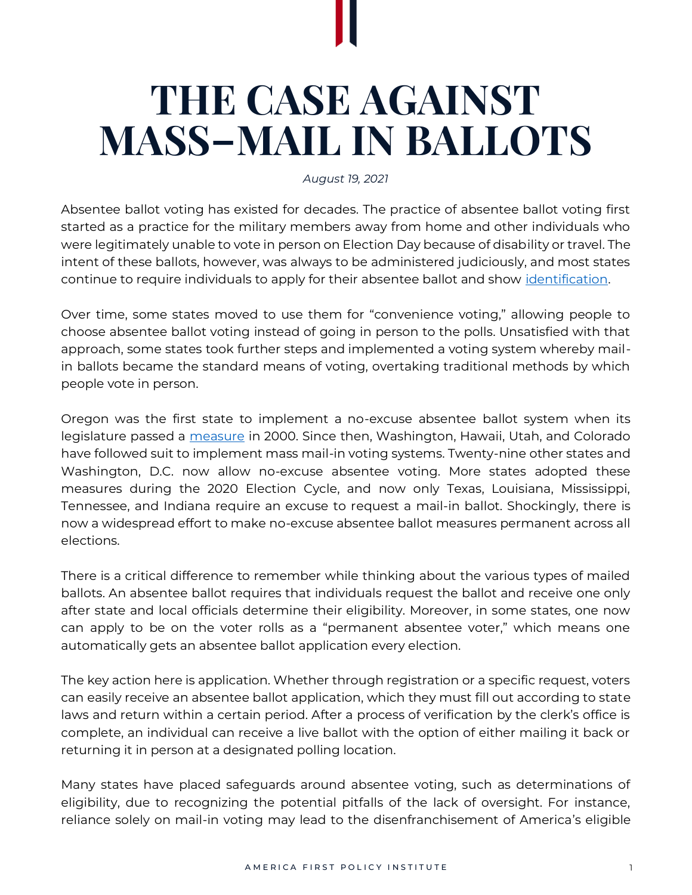# THE CASE AGAINST MASS-MAIL IN BALLOTS

*August 19, 2021*

Absentee ballot voting has existed for decades. The practice of absentee ballot voting first started as a practice for the military members away from home and other individuals who were legitimately unable to vote in person on Election Day because of disability or travel. The intent of these ballots, however, was always to be administered judiciously, and most states continue to require individuals to apply for their absentee ballot and show identification.

Over time, some states moved to use them for "convenience voting," allowing people to choose absentee ballot voting instead of going in person to the polls. Unsatisfied with that approach, some states took further steps and implemented a voting system whereby mail-in ballots became the standard means of voting, overtaking traditional methods by which people vote in person.

Oregon was the first state to implement a no-excuse absentee ballot system when its legislature passed a measure in 2000. Since then, Washington, Hawaii, Utah, and Colorado have followed suit to implement mass mail-in voting systems. Twenty-nine other states and Washington, D.C. now allow no-excuse absentee voting. More states adopted these measures during the 2020 Election Cycle, and now only Texas, Louisiana, Mississippi, Tennessee, and Indiana require an excuse to request a mail-in ballot. Shockingly, there is now a widespread effort to make no-excuse absentee ballot measures permanent across all elections.

There is a critical difference to remember while thinking about the various types of mailed ballots. An absentee ballot requires that individuals request the ballot and receive one only after state and local officials determine their eligibility. Moreover, in some states, one now can apply to be on the voter rolls as a "permanent absentee voter," which means one automatically gets an absentee ballot application every election.

The key action here is application. Whether through registration or a specific request, voters can easily receive an absentee ballot application, which they must fill out according to state laws and return within a certain period. After a process of verification by the clerk's office is complete, an individual can receive a live ballot with the option of either mailing it back or returning it in person at a designated polling location.

Many states have placed safeguards around absentee voting, such as determinations of eligibility, due to recognizing the potential pitfalls of the lack of oversight. For instance, reliance solely on mail-in voting may lead to the disenfranchisement of America's eligible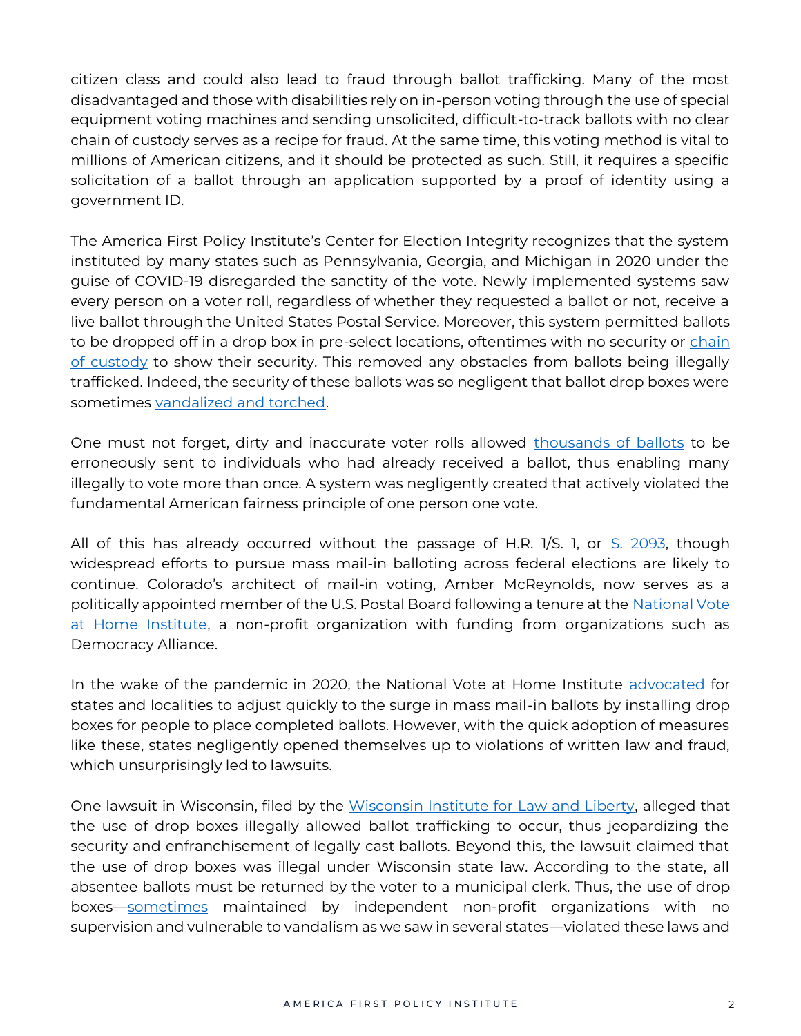citizen class and could also lead to fraud through ballot trafficking. Many of the most disadvantaged and those with disabilities rely on in-person voting through the use of special equipment voting machines and sending unsolicited, difficult-to-track ballots with no clear chain of custody serves as a recipe for fraud. At the same time, this voting method is vital to millions of American citizens, and it should be protected as such. Still, it requires a specific solicitation of a ballot through an application supported by a proof of identity using a government ID.

The America First Policy Institute's Center for Election Integrity recognizes that the system instituted by many states such as Pennsylvania, Georgia, and Michigan in 2020 under the guise of COVID-19 disregarded the sanctity of the vote. Newly implemented systems saw every person on a voter roll, regardless of whether they requested a ballot or not, receive a live ballot through the United States Postal Service. Moreover, this system permitted ballots to be dropped off in a drop box in pre-select locations, oftentimes with no security or chain of custody to show their security. This removed any obstacles from ballots being illegally trafficked. Indeed, the security of these ballots was so negligent that ballot drop boxes were sometimes vandalized and torched.

One must not forget, dirty and inaccurate voter rolls allowed thousands of ballots to be erroneously sent to individuals who had already received a ballot, thus enabling many illegally to vote more than once. A system was negligently created that actively violated the fundamental American fairness principle of one person one vote.

All of this has already occurred without the passage of H.R. 1/S. 1, or S. 2093, though widespread efforts to pursue mass mail-in balloting across federal elections are likely to continue. Colorado's architect of mail-in voting, Amber McReynolds, now serves as a politically appointed member of the U.S. Postal Board following a tenure at the National Vote at Home Institute, a non-profit organization with funding from organizations such as Democracy Alliance.

In the wake of the pandemic in 2020, the National Vote at Home Institute advocated for states and localities to adjust quickly to the surge in mass mail-in ballots by installing drop boxes for people to place completed ballots. However, with the quick adoption of measures like these, states negligently opened themselves up to violations of written law and fraud, which unsurprisingly led to lawsuits.

One lawsuit in Wisconsin, filed by the Wisconsin Institute for Law and Liberty, alleged that the use of drop boxes illegally allowed ballot trafficking to occur, thus jeopardizing the security and enfranchisement of legally cast ballots. Beyond this, the lawsuit claimed that the use of drop boxes was illegal under Wisconsin state law. According to the state, all absentee ballots must be returned by the voter to a municipal clerk. Thus, the use of drop boxes—sometimes maintained by independent non-profit organizations with no supervision and vulnerable to vandalism as we saw in several states—violated these laws and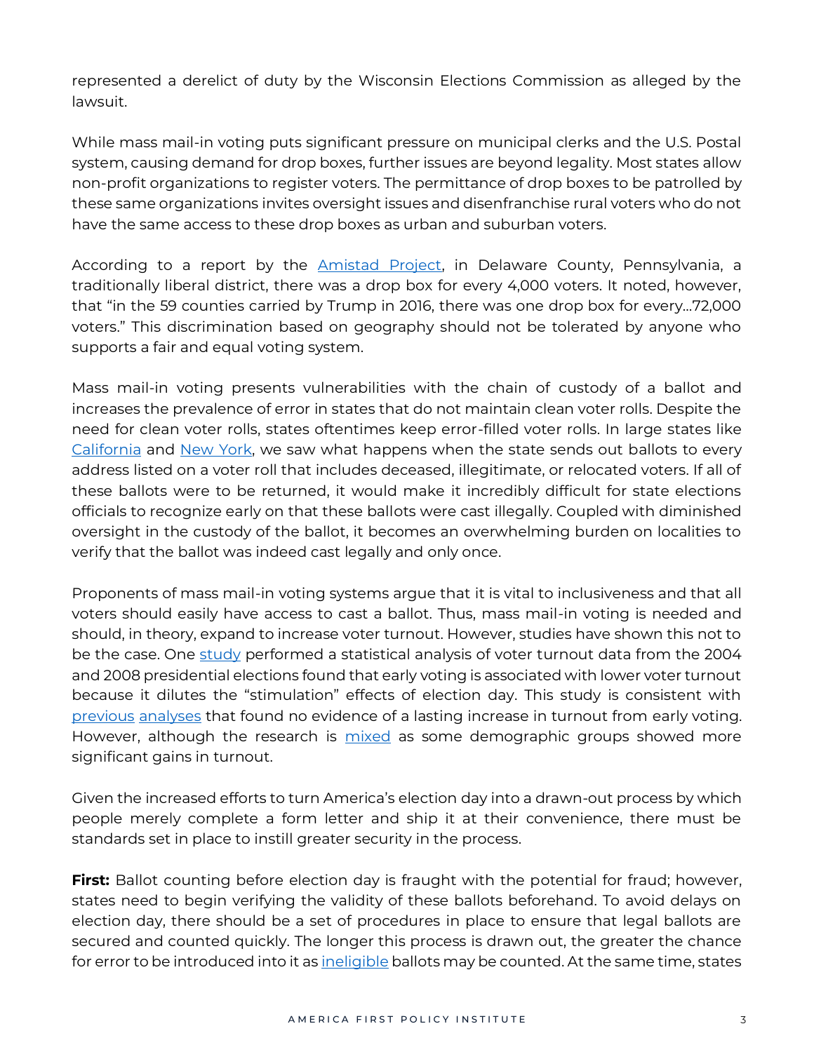represented a derelict of duty by the Wisconsin Elections Commission as alleged by the lawsuit.

While mass mail-in voting puts significant pressure on municipal clerks and the U.S. Postal system, causing demand for drop boxes, further issues are beyond legality. Most states allow non-profit organizations to register voters. The permittance of drop boxes to be patrolled by these same organizations invites oversight issues and disenfranchise rural voters who do not have the same access to these drop boxes as urban and suburban voters.

According to a report by the Amistad Project, in Delaware County, Pennsylvania, a traditionally liberal district, there was a drop box for every 4,000 voters. It noted, however, that "in the 59 counties carried by Trump in 2016, there was one drop box for every...72,000 voters." This discrimination based on geography should not be tolerated by anyone who supports a fair and equal voting system.

Mass mail-in voting presents vulnerabilities with the chain of custody of a ballot and increases the prevalence of error in states that do not maintain clean voter rolls. Despite the need for clean voter rolls, states oftentimes keep error-filled voter rolls. In large states like California and New York, we saw what happens when the state sends out ballots to every address listed on a voter roll that includes deceased, illegitimate, or relocated voters. If all of these ballots were to be returned, it would make it incredibly difficult for state elections officials to recognize early on that these ballots were cast illegally. Coupled with diminished oversight in the custody of the ballot, it becomes an overwhelming burden on localities to verify that the ballot was indeed cast legally and only once.

Proponents of mass mail-in voting systems argue that it is vital to inclusiveness and that all voters should easily have access to cast a ballot. Thus, mass mail-in voting is needed and should, in theory, expand to increase voter turnout. However, studies have shown this not to be the case. One study performed a statistical analysis of voter turnout data from the 2004 and 2008 presidential elections found that early voting is associated with lower voter turnout because it dilutes the "stimulation" effects of election day. This study is consistent with previous analyses that found no evidence of a lasting increase in turnout from early voting. However, although the research is mixed as some demographic groups showed more significant gains in turnout.

Given the increased efforts to turn America's election day into a drawn-out process by which people merely complete a form letter and ship it at their convenience, there must be standards set in place to instill greater security in the process.

**First:** Ballot counting before election day is fraught with the potential for fraud; however, states need to begin verifying the validity of these ballots beforehand. To avoid delays on election day, there should be a set of procedures in place to ensure that legal ballots are secured and counted quickly. The longer this process is drawn out, the greater the chance for error to be introduced into it as ineligible ballots may be counted. At the same time, states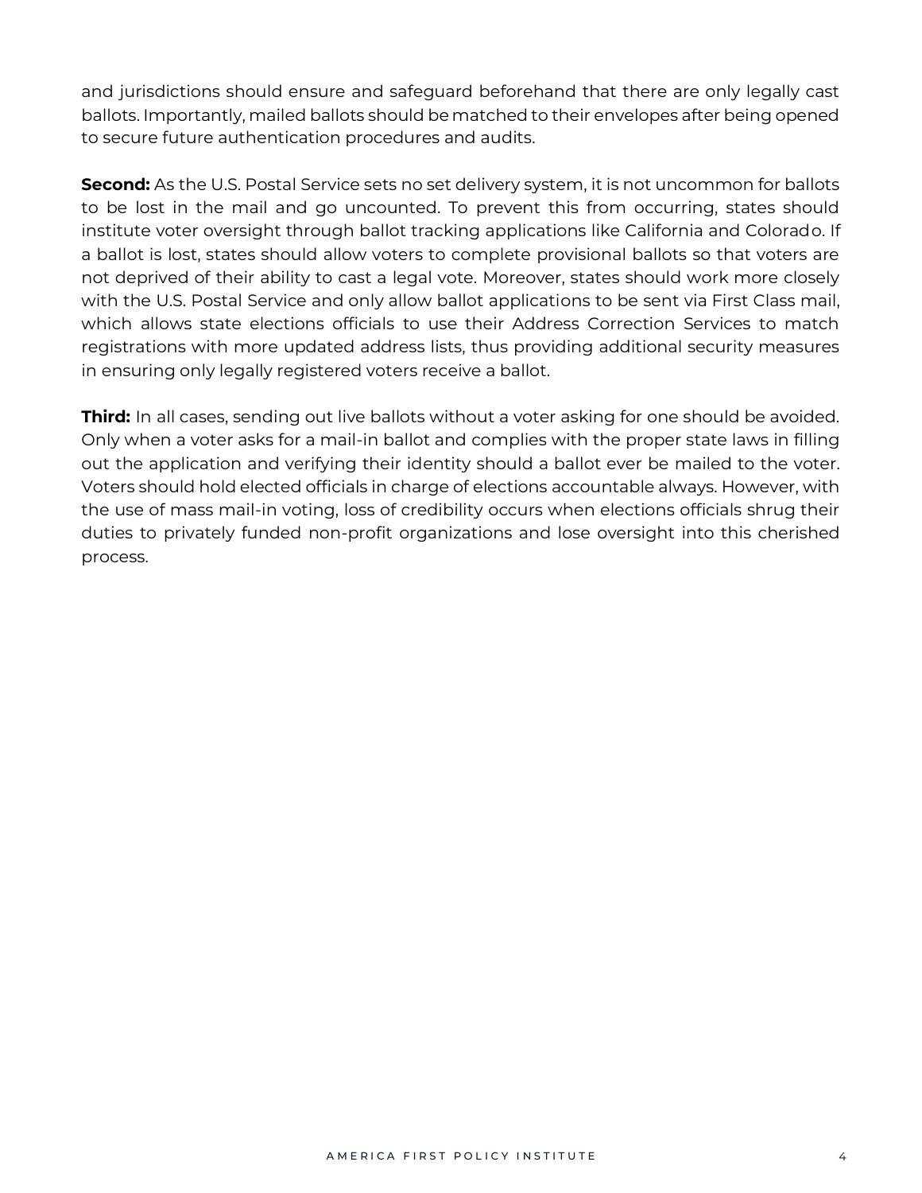and jurisdictions should ensure and safeguard beforehand that there are only legally cast ballots. Importantly, mailed ballots should be matched to their envelopes after being opened to secure future authentication procedures and audits.

**Second:** As the U.S. Postal Service sets no set delivery system, it is not uncommon for ballots to be lost in the mail and go uncounted. To prevent this from occurring, states should institute voter oversight through ballot tracking applications like California and Colorado. If a ballot is lost, states should allow voters to complete provisional ballots so that voters are not deprived of their ability to cast a legal vote. Moreover, states should work more closely with the U.S. Postal Service and only allow ballot applications to be sent via First Class mail, which allows state elections officials to use their Address Correction Services to match registrations with more updated address lists, thus providing additional security measures in ensuring only legally registered voters receive a ballot.

**Third:** In all cases, sending out live ballots without a voter asking for one should be avoided. Only when a voter asks for a mail-in ballot and complies with the proper state laws in filling out the application and verifying their identity should a ballot ever be mailed to the voter. Voters should hold elected officials in charge of elections accountable always. However, with the use of mass mail-in voting, loss of credibility occurs when elections officials shrug their duties to privately funded non-profit organizations and lose oversight into this cherished process.